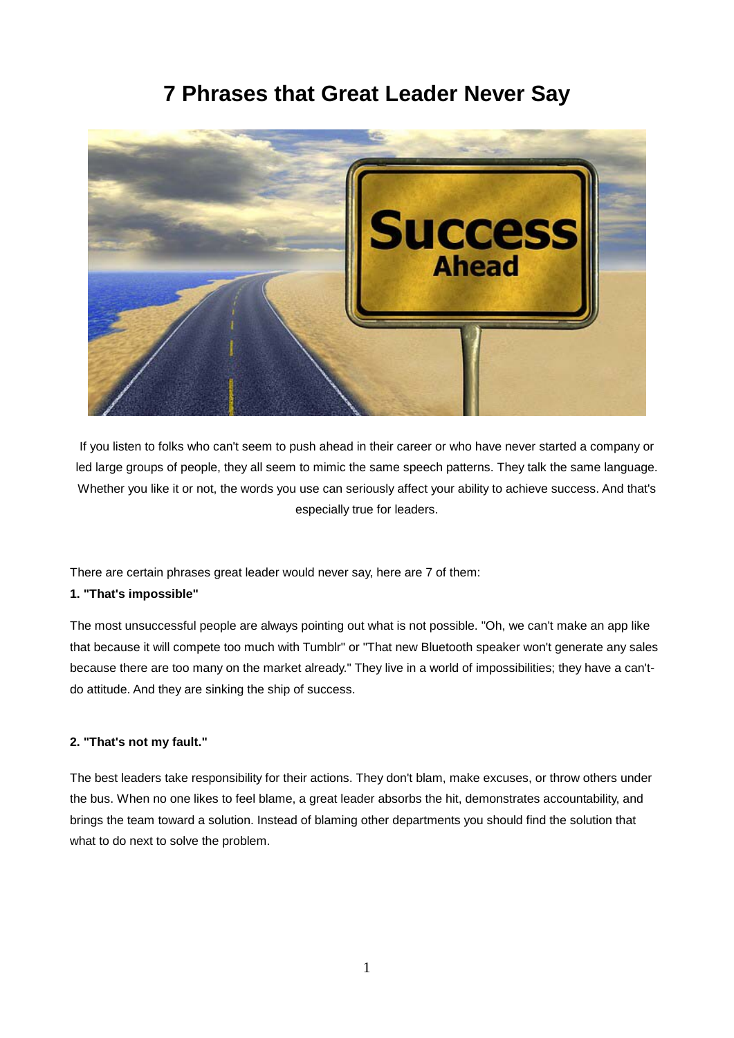# 7 Phrases that Great Leader Never Say

If you listen to folks who can't seem to push ahead in their career or who have never started a company or led large groups of people, they all seem to mimic the same speech patterns. They talk the same language. Whether you like it or not, the words you use can seriously affect your ability to achieve success. And that's especially true for leaders.

There are certain phrases great leader would never say, here are 7 of them:

**1. "That's impossible"**

The most unsuccessful people are always pointing out what is not possible. "Oh, we can't make an app like that because it will compete too much with Tumblr" or "That new Bluetooth speaker won't generate any sales because there are too many on the market already." They live in a world of impossibilities; they have a can't-do attitude. And they are sinking the ship of success.

**2. "That's not my fault."**

The best leaders take responsibility for their actions. They don't blam, make excuses, or throw others under the bus. When no one likes to feel blame, a great leader absorbs the hit, demonstrates accountability, and brings the team toward a solution. Instead of blaming other departments you should find the solution that what to do next to solve the problem.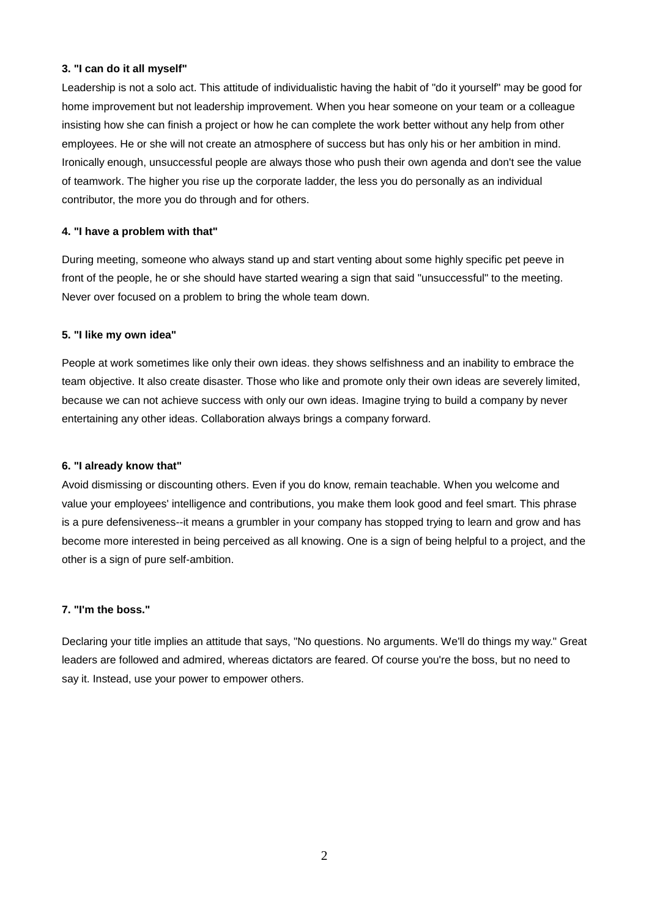**3. "I can do it all myself"**

Leadership is not a solo act. This attitude of individualistic having the habit of "do it yourself" may be good for home improvement but not leadership improvement. When you hear someone on your team or a colleague insisting how she can finish a project or how he can complete the work better without any help from other employees. He or she will not create an atmosphere of success but has only his or her ambition in mind. Ironically enough, unsuccessful people are always those who push their own agenda and don't see the value of teamwork. The higher you rise up the corporate ladder, the less you do personally as an individual contributor, the more you do through and for others.

**4. "I have a problem with that"**

During meeting, someone who always stand up and start venting about some highly specific pet peeve in front of the people, he or she should have started wearing a sign that said "unsuccessful" to the meeting. Never over focused on a problem to bring the whole team down.

**5. "I like my own idea"**

People at work sometimes like only their own ideas. they shows selfishness and an inability to embrace the team objective. It also create disaster. Those who like and promote only their own ideas are severely limited, because we can not achieve success with only our own ideas. Imagine trying to build a company by never entertaining any other ideas. Collaboration always brings a company forward.

**6. "I already know that"**

Avoid dismissing or discounting others. Even if you do know, remain teachable. When you welcome and value your employees' intelligence and contributions, you make them look good and feel smart. This phrase is a pure defensiveness--it means a grumbler in your company has stopped trying to learn and grow and has become more interested in being perceived as all knowing. One is a sign of being helpful to a project, and the other is a sign of pure self-ambition.

**7. "I'm the boss."**

Declaring your title implies an attitude that says, "No questions. No arguments. We'll do things my way." Great leaders are followed and admired, whereas dictators are feared. Of course you're the boss, but no need to say it. Instead, use your power to empower others.